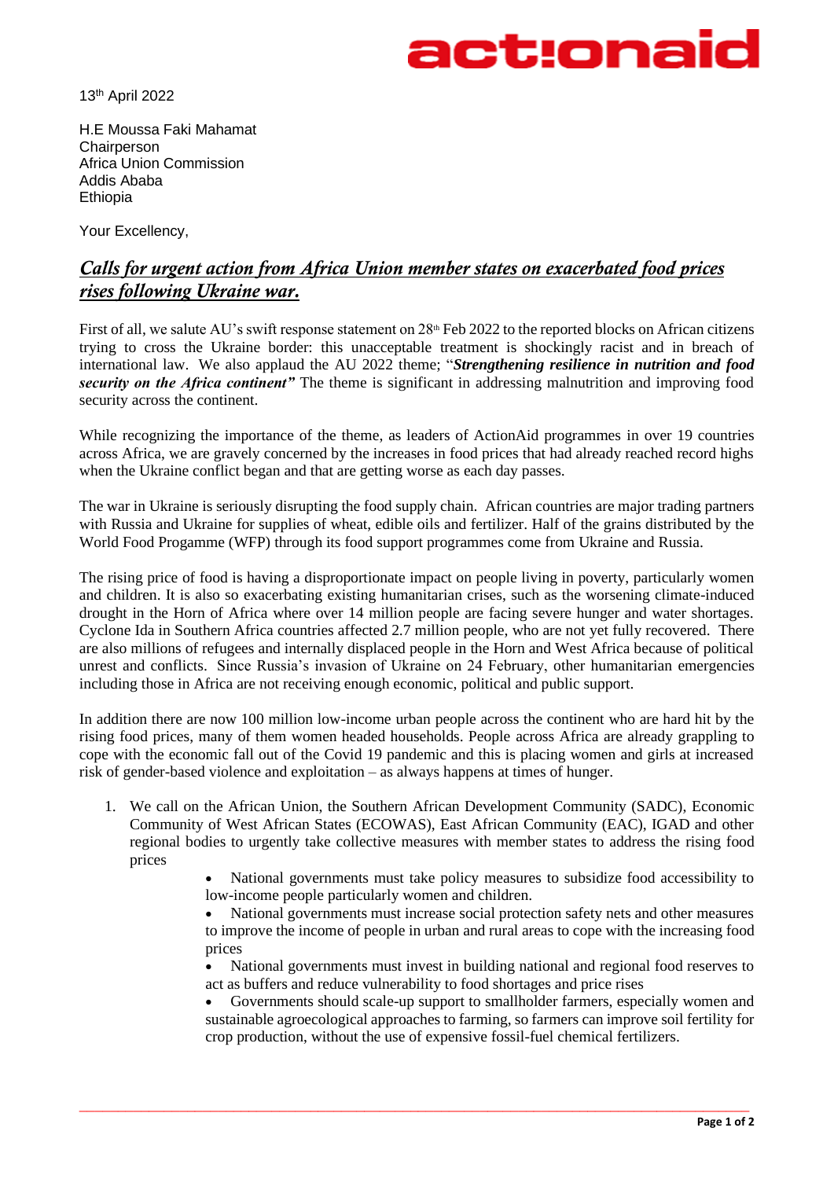13th April 2022

H.E Moussa Faki Mahamat
Chairperson
Africa Union Commission
Addis Ababa
Ethiopia

Your Excellency,

## *Calls for urgent action from Africa Union member states on exacerbated food prices rises following Ukraine war.*

First of all, we salute AU's swift response statement on 28th Feb 2022 to the reported blocks on African citizens trying to cross the Ukraine border: this unacceptable treatment is shockingly racist and in breach of international law. We also applaud the AU 2022 theme; "***Strengthening resilience in nutrition and food security on the Africa continent"*** The theme is significant in addressing malnutrition and improving food security across the continent.

While recognizing the importance of the theme, as leaders of ActionAid programmes in over 19 countries across Africa, we are gravely concerned by the increases in food prices that had already reached record highs when the Ukraine conflict began and that are getting worse as each day passes.

The war in Ukraine is seriously disrupting the food supply chain. African countries are major trading partners with Russia and Ukraine for supplies of wheat, edible oils and fertilizer. Half of the grains distributed by the World Food Progamme (WFP) through its food support programmes come from Ukraine and Russia.

The rising price of food is having a disproportionate impact on people living in poverty, particularly women and children. It is also so exacerbating existing humanitarian crises, such as the worsening climate-induced drought in the Horn of Africa where over 14 million people are facing severe hunger and water shortages. Cyclone Ida in Southern Africa countries affected 2.7 million people, who are not yet fully recovered. There are also millions of refugees and internally displaced people in the Horn and West Africa because of political unrest and conflicts. Since Russia's invasion of Ukraine on 24 February, other humanitarian emergencies including those in Africa are not receiving enough economic, political and public support.

In addition there are now 100 million low-income urban people across the continent who are hard hit by the rising food prices, many of them women headed households. People across Africa are already grappling to cope with the economic fall out of the Covid 19 pandemic and this is placing women and girls at increased risk of gender-based violence and exploitation – as always happens at times of hunger.

1. We call on the African Union, the Southern African Development Community (SADC), Economic Community of West African States (ECOWAS), East African Community (EAC), IGAD and other regional bodies to urgently take collective measures with member states to address the rising food prices
    - National governments must take policy measures to subsidize food accessibility to low-income people particularly women and children.
    - National governments must increase social protection safety nets and other measures to improve the income of people in urban and rural areas to cope with the increasing food prices
    - National governments must invest in building national and regional food reserves to act as buffers and reduce vulnerability to food shortages and price rises
    - Governments should scale-up support to smallholder farmers, especially women and sustainable agroecological approaches to farming, so farmers can improve soil fertility for crop production, without the use of expensive fossil-fuel chemical fertilizers.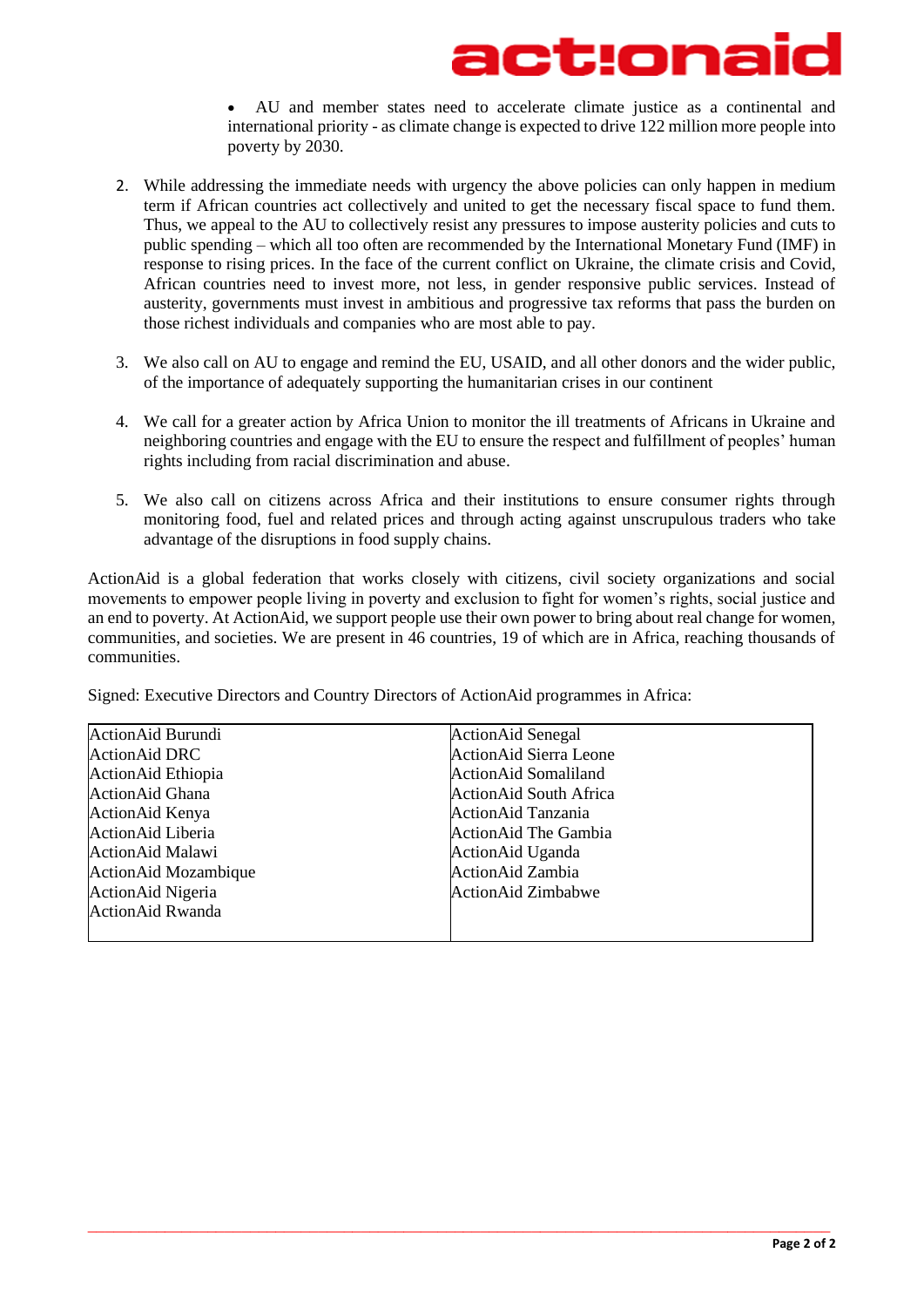- AU and member states need to accelerate climate justice as a continental and international priority - as climate change is expected to drive 122 million more people into poverty by 2030.

2. While addressing the immediate needs with urgency the above policies can only happen in medium term if African countries act collectively and united to get the necessary fiscal space to fund them. Thus, we appeal to the AU to collectively resist any pressures to impose austerity policies and cuts to public spending – which all too often are recommended by the International Monetary Fund (IMF) in response to rising prices. In the face of the current conflict on Ukraine, the climate crisis and Covid, African countries need to invest more, not less, in gender responsive public services. Instead of austerity, governments must invest in ambitious and progressive tax reforms that pass the burden on those richest individuals and companies who are most able to pay.

3. We also call on AU to engage and remind the EU, USAID, and all other donors and the wider public, of the importance of adequately supporting the humanitarian crises in our continent

4. We call for a greater action by Africa Union to monitor the ill treatments of Africans in Ukraine and neighboring countries and engage with the EU to ensure the respect and fulfillment of peoples' human rights including from racial discrimination and abuse.

5. We also call on citizens across Africa and their institutions to ensure consumer rights through monitoring food, fuel and related prices and through acting against unscrupulous traders who take advantage of the disruptions in food supply chains.

ActionAid is a global federation that works closely with citizens, civil society organizations and social movements to empower people living in poverty and exclusion to fight for women's rights, social justice and an end to poverty. At ActionAid, we support people use their own power to bring about real change for women, communities, and societies. We are present in 46 countries, 19 of which are in Africa, reaching thousands of communities.

Signed: Executive Directors and Country Directors of ActionAid programmes in Africa:

| | |
|---|---|
| ActionAid Burundi | ActionAid Senegal |
| ActionAid DRC | ActionAid Sierra Leone |
| ActionAid Ethiopia | ActionAid Somaliland |
| ActionAid Ghana | ActionAid South Africa |
| ActionAid Kenya | ActionAid Tanzania |
| ActionAid Liberia | ActionAid The Gambia |
| ActionAid Malawi | ActionAid Uganda |
| ActionAid Mozambique | ActionAid Zambia |
| ActionAid Nigeria | ActionAid Zimbabwe |
| ActionAid Rwanda | |